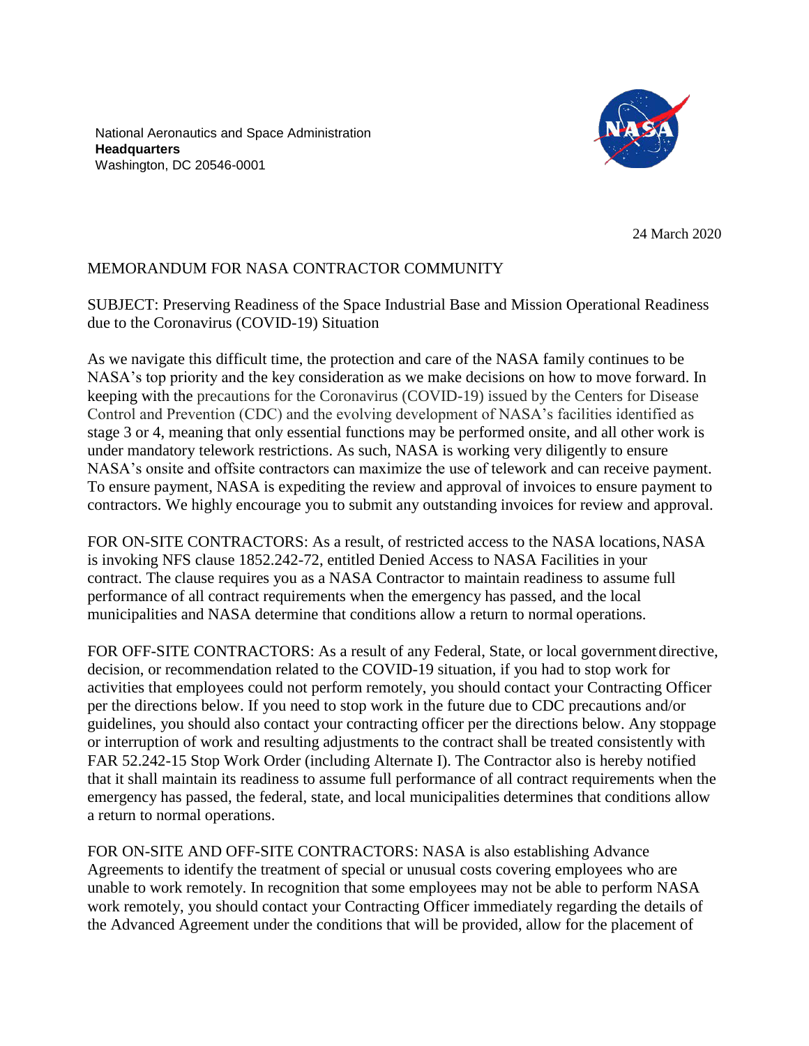National Aeronautics and Space Administration
**Headquarters**
Washington, DC 20546-0001

24 March 2020

MEMORANDUM FOR NASA CONTRACTOR COMMUNITY

SUBJECT: Preserving Readiness of the Space Industrial Base and Mission Operational Readiness due to the Coronavirus (COVID-19) Situation

As we navigate this difficult time, the protection and care of the NASA family continues to be NASA's top priority and the key consideration as we make decisions on how to move forward. In keeping with the precautions for the Coronavirus (COVID-19) issued by the Centers for Disease Control and Prevention (CDC) and the evolving development of NASA's facilities identified as stage 3 or 4, meaning that only essential functions may be performed onsite, and all other work is under mandatory telework restrictions. As such, NASA is working very diligently to ensure NASA's onsite and offsite contractors can maximize the use of telework and can receive payment. To ensure payment, NASA is expediting the review and approval of invoices to ensure payment to contractors. We highly encourage you to submit any outstanding invoices for review and approval.

FOR ON-SITE CONTRACTORS: As a result, of restricted access to the NASA locations, NASA is invoking NFS clause 1852.242-72, entitled Denied Access to NASA Facilities in your contract. The clause requires you as a NASA Contractor to maintain readiness to assume full performance of all contract requirements when the emergency has passed, and the local municipalities and NASA determine that conditions allow a return to normal operations.

FOR OFF-SITE CONTRACTORS: As a result of any Federal, State, or local government directive, decision, or recommendation related to the COVID-19 situation, if you had to stop work for activities that employees could not perform remotely, you should contact your Contracting Officer per the directions below. If you need to stop work in the future due to CDC precautions and/or guidelines, you should also contact your contracting officer per the directions below. Any stoppage or interruption of work and resulting adjustments to the contract shall be treated consistently with FAR 52.242-15 Stop Work Order (including Alternate I). The Contractor also is hereby notified that it shall maintain its readiness to assume full performance of all contract requirements when the emergency has passed, the federal, state, and local municipalities determines that conditions allow a return to normal operations.

FOR ON-SITE AND OFF-SITE CONTRACTORS: NASA is also establishing Advance Agreements to identify the treatment of special or unusual costs covering employees who are unable to work remotely. In recognition that some employees may not be able to perform NASA work remotely, you should contact your Contracting Officer immediately regarding the details of the Advanced Agreement under the conditions that will be provided, allow for the placement of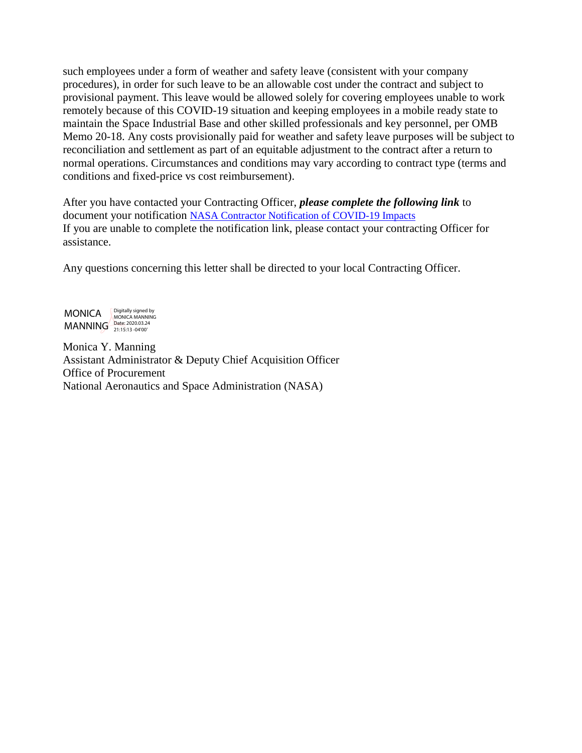such employees under a form of weather and safety leave (consistent with your company procedures), in order for such leave to be an allowable cost under the contract and subject to provisional payment. This leave would be allowed solely for covering employees unable to work remotely because of this COVID-19 situation and keeping employees in a mobile ready state to maintain the Space Industrial Base and other skilled professionals and key personnel, per OMB Memo 20-18. Any costs provisionally paid for weather and safety leave purposes will be subject to reconciliation and settlement as part of an equitable adjustment to the contract after a return to normal operations. Circumstances and conditions may vary according to contract type (terms and conditions and fixed-price vs cost reimbursement).

After you have contacted your Contracting Officer, ***please complete the following link*** to document your notification NASA Contractor Notification of COVID-19 Impacts
If you are unable to complete the notification link, please contact your contracting Officer for assistance.

Any questions concerning this letter shall be directed to your local Contracting Officer.

MONICA MANNING Digitally signed by MONICA MANNING Date: 2020.03.24 21:15:13 -04'00'

Monica Y. Manning
Assistant Administrator & Deputy Chief Acquisition Officer
Office of Procurement
National Aeronautics and Space Administration (NASA)